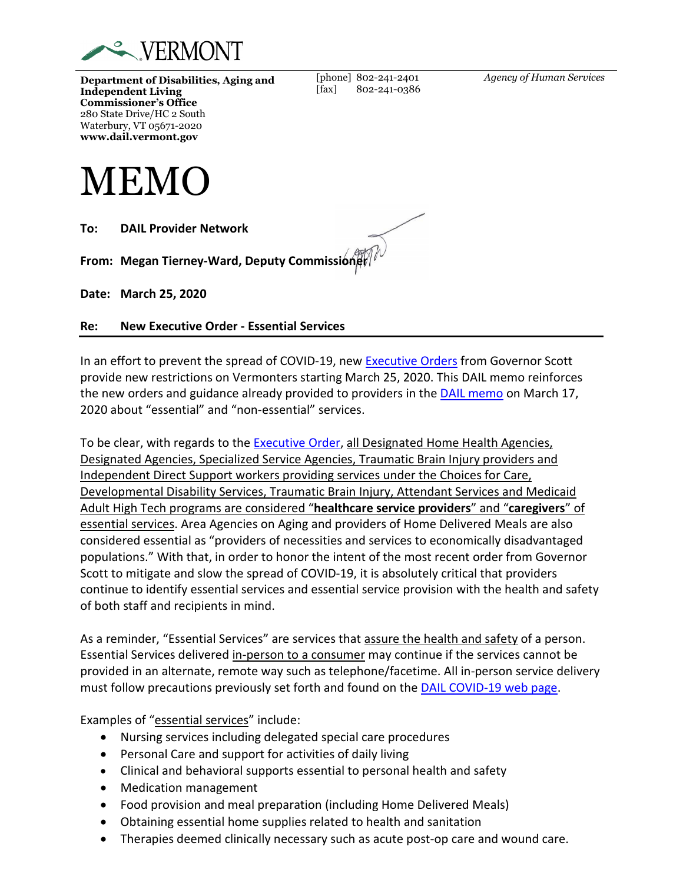VERMONT

**Department of Disabilities, Aging and Independent Living**
**Commissioner's Office**
280 State Drive/HC 2 South
Waterbury, VT 05671-2020
**www.dail.vermont.gov**

[phone] 802-241-2401
[fax] 802-241-0386

*Agency of Human Services*

# MEMO

**To:** **DAIL Provider Network**

**From:** **Megan Tierney-Ward, Deputy Commissioner**

**Date:** **March 25, 2020**

**Re:** **New Executive Order - Essential Services**

---

In an effort to prevent the spread of COVID-19, new Executive Orders from Governor Scott provide new restrictions on Vermonters starting March 25, 2020. This DAIL memo reinforces the new orders and guidance already provided to providers in the DAIL memo on March 17, 2020 about "essential" and "non-essential" services.

To be clear, with regards to the Executive Order, all Designated Home Health Agencies, Designated Agencies, Specialized Service Agencies, Traumatic Brain Injury providers and Independent Direct Support workers providing services under the Choices for Care, Developmental Disability Services, Traumatic Brain Injury, Attendant Services and Medicaid Adult High Tech programs are considered "**healthcare service providers**" and "**caregivers**" of essential services. Area Agencies on Aging and providers of Home Delivered Meals are also considered essential as "providers of necessities and services to economically disadvantaged populations." With that, in order to honor the intent of the most recent order from Governor Scott to mitigate and slow the spread of COVID-19, it is absolutely critical that providers continue to identify essential services and essential service provision with the health and safety of both staff and recipients in mind.

As a reminder, "Essential Services" are services that assure the health and safety of a person. Essential Services delivered in-person to a consumer may continue if the services cannot be provided in an alternate, remote way such as telephone/facetime. All in-person service delivery must follow precautions previously set forth and found on the DAIL COVID-19 web page.

Examples of "essential services" include:

- Nursing services including delegated special care procedures
- Personal Care and support for activities of daily living
- Clinical and behavioral supports essential to personal health and safety
- Medication management
- Food provision and meal preparation (including Home Delivered Meals)
- Obtaining essential home supplies related to health and sanitation
- Therapies deemed clinically necessary such as acute post-op care and wound care.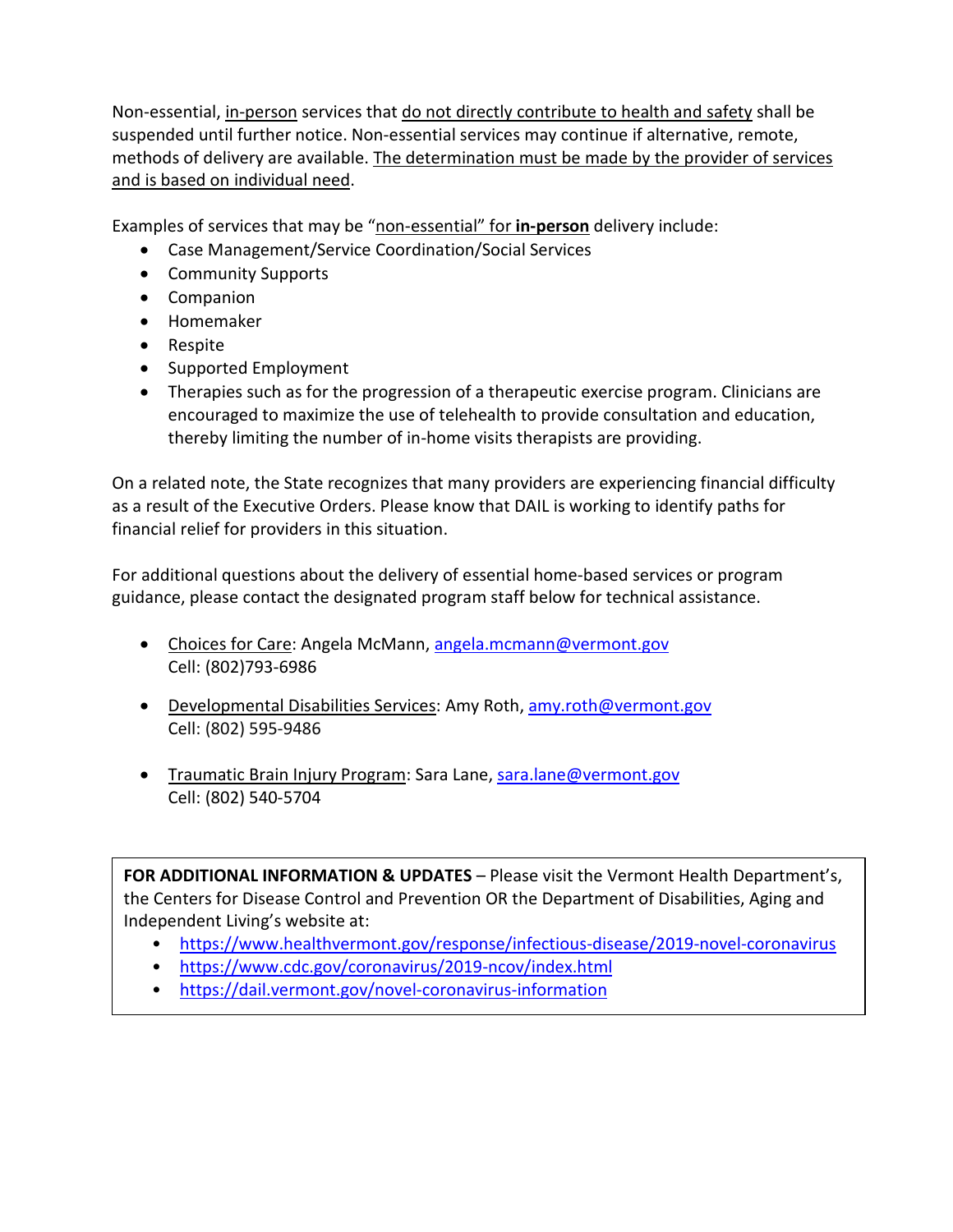Non-essential, in-person services that do not directly contribute to health and safety shall be suspended until further notice. Non-essential services may continue if alternative, remote, methods of delivery are available. The determination must be made by the provider of services and is based on individual need.

Examples of services that may be "non-essential" for **in-person** delivery include:

- Case Management/Service Coordination/Social Services
- Community Supports
- Companion
- Homemaker
- Respite
- Supported Employment
- Therapies such as for the progression of a therapeutic exercise program. Clinicians are encouraged to maximize the use of telehealth to provide consultation and education, thereby limiting the number of in-home visits therapists are providing.

On a related note, the State recognizes that many providers are experiencing financial difficulty as a result of the Executive Orders. Please know that DAIL is working to identify paths for financial relief for providers in this situation.

For additional questions about the delivery of essential home-based services or program guidance, please contact the designated program staff below for technical assistance.

- Choices for Care: Angela McMann, angela.mcmann@vermont.gov
  Cell: (802)793-6986

- Developmental Disabilities Services: Amy Roth, amy.roth@vermont.gov
  Cell: (802) 595-9486

- Traumatic Brain Injury Program: Sara Lane, sara.lane@vermont.gov
  Cell: (802) 540-5704

**FOR ADDITIONAL INFORMATION & UPDATES** – Please visit the Vermont Health Department's, the Centers for Disease Control and Prevention OR the Department of Disabilities, Aging and Independent Living's website at:

- https://www.healthvermont.gov/response/infectious-disease/2019-novel-coronavirus
- https://www.cdc.gov/coronavirus/2019-ncov/index.html
- https://dail.vermont.gov/novel-coronavirus-information